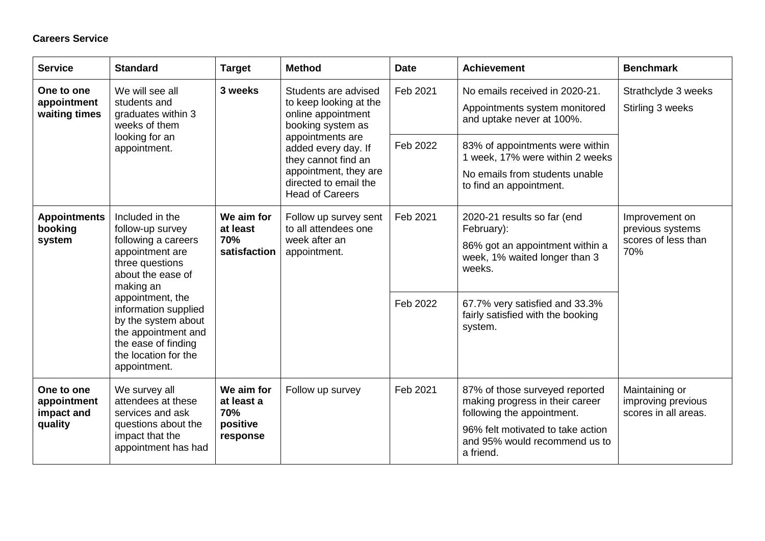**Careers Service**

| Service | Standard | Target | Method | Date | Achievement | Benchmark |
|---|---|---|---|---|---|---|
| **One to one appointment waiting times** | We will see all students and graduates within 3 weeks of them looking for an appointment. | **3 weeks** | Students are advised to keep looking at the online appointment booking system as appointments are added every day. If they cannot find an appointment, they are directed to email the Head of Careers | Feb 2021 | No emails received in 2020-21. Appointments system monitored and uptake never at 100%. | Strathclyde 3 weeks Stirling 3 weeks |
| | | | | Feb 2022 | 83% of appointments were within 1 week, 17% were within 2 weeks No emails from students unable to find an appointment. | |
| **Appointments booking system** | Included in the follow-up survey following a careers appointment are three questions about the ease of making an appointment, the information supplied by the system about the appointment and the ease of finding the location for the appointment. | **We aim for at least 70% satisfaction** | Follow up survey sent to all attendees one week after an appointment. | Feb 2021 | 2020-21 results so far (end February): 86% got an appointment within a week, 1% waited longer than 3 weeks. | Improvement on previous systems scores of less than 70% |
| | | | | Feb 2022 | 67.7% very satisfied and 33.3% fairly satisfied with the booking system. | |
| **One to one appointment impact and quality** | We survey all attendees at these services and ask questions about the impact that the appointment has had | **We aim for at least a 70% positive response** | Follow up survey | Feb 2021 | 87% of those surveyed reported making progress in their career following the appointment. 96% felt motivated to take action and 95% would recommend us to a friend. | Maintaining or improving previous scores in all areas. |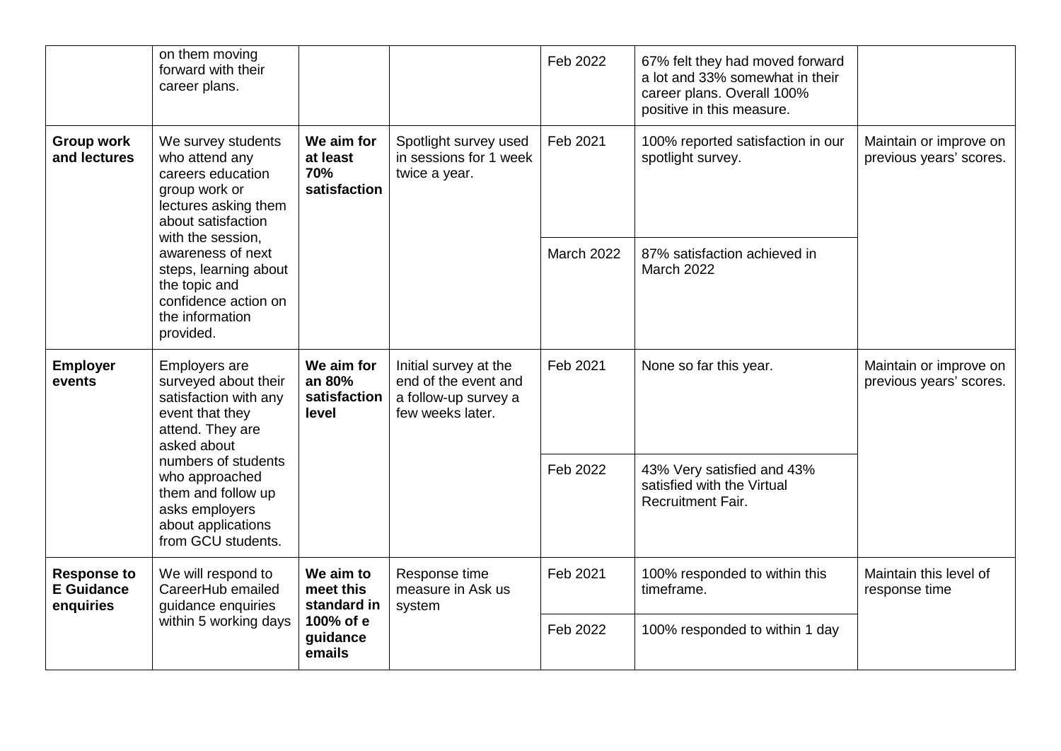| | | | | | | |
|---|---|---|---|---|---|---|
| | on them moving forward with their career plans. | | | Feb 2022 | 67% felt they had moved forward a lot and 33% somewhat in their career plans. Overall 100% positive in this measure. | |
| **Group work and lectures** | We survey students who attend any careers education group work or lectures asking them about satisfaction with the session, awareness of next steps, learning about the topic and confidence action on the information provided. | **We aim for at least 70% satisfaction** | Spotlight survey used in sessions for 1 week twice a year. | Feb 2021 | 100% reported satisfaction in our spotlight survey. | Maintain or improve on previous years' scores. |
| | | | | March 2022 | 87% satisfaction achieved in March 2022 | |
| **Employer events** | Employers are surveyed about their satisfaction with any event that they attend. They are asked about numbers of students who approached them and follow up asks employers about applications from GCU students. | **We aim for an 80% satisfaction level** | Initial survey at the end of the event and a follow-up survey a few weeks later. | Feb 2021 | None so far this year. | Maintain or improve on previous years' scores. |
| | | | | Feb 2022 | 43% Very satisfied and 43% satisfied with the Virtual Recruitment Fair. | |
| **Response to E Guidance enquiries** | We will respond to CareerHub emailed guidance enquiries within 5 working days | **We aim to meet this standard in 100% of e guidance emails** | Response time measure in Ask us system | Feb 2021 | 100% responded to within this timeframe. | Maintain this level of response time |
| | | | | Feb 2022 | 100% responded to within 1 day | |